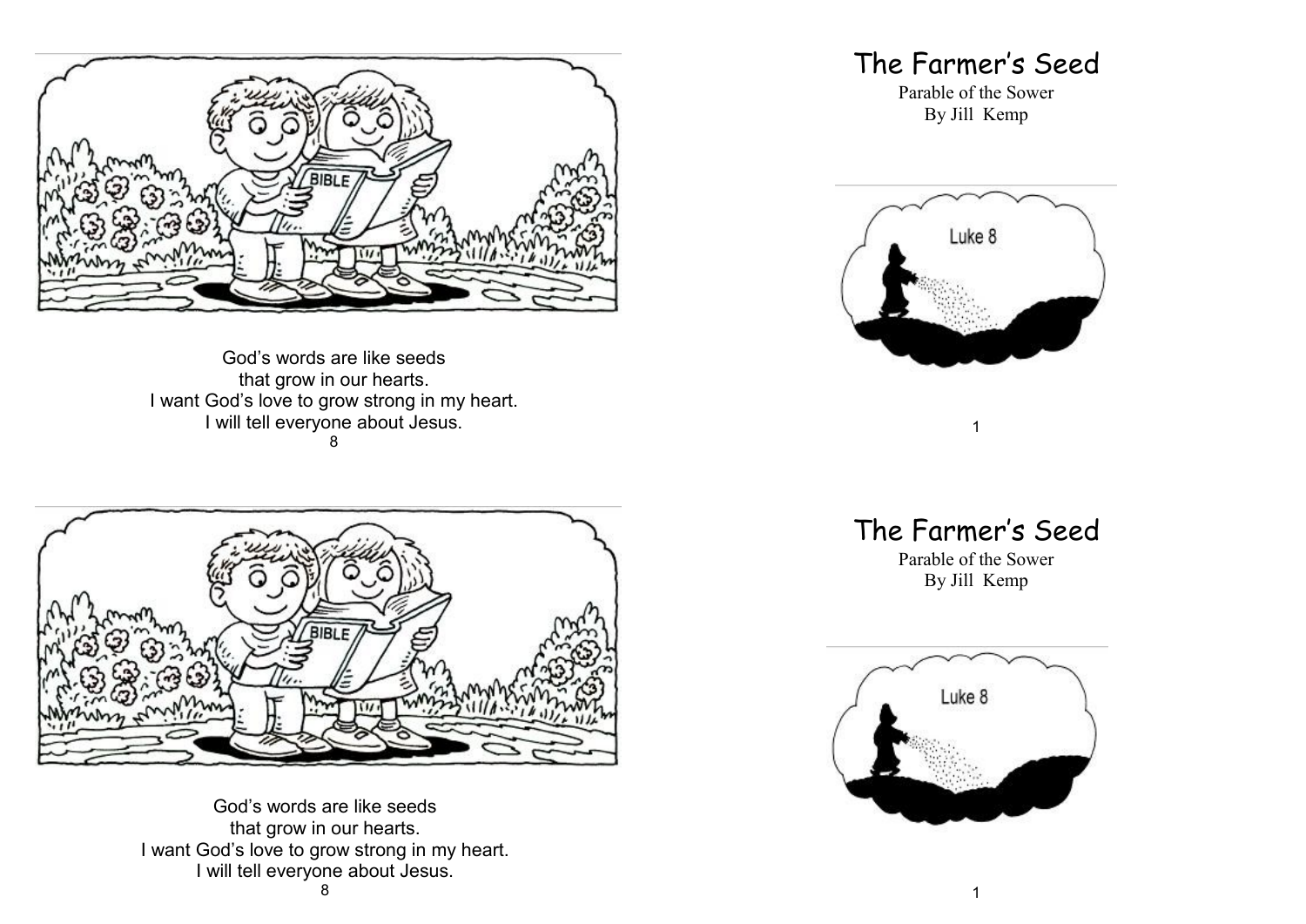God's words are like seeds
that grow in our hearts.
I want God's love to grow strong in my heart.
I will tell everyone about Jesus.

# The Farmer's Seed

Parable of the Sower
By Jill Kemp

Luke 8

God's words are like seeds
that grow in our hearts.
I want God's love to grow strong in my heart.
I will tell everyone about Jesus.

# The Farmer's Seed

Parable of the Sower
By Jill Kemp

Luke 8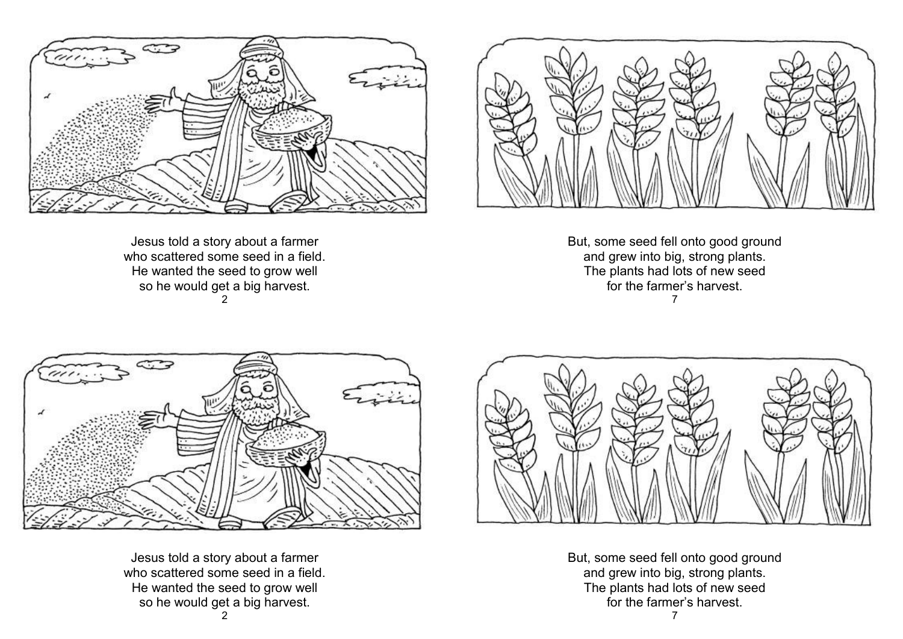Jesus told a story about a farmer
who scattered some seed in a field.
He wanted the seed to grow well
so he would get a big harvest.

But, some seed fell onto good ground
and grew into big, strong plants.
The plants had lots of new seed
for the farmer's harvest.

Jesus told a story about a farmer
who scattered some seed in a field.
He wanted the seed to grow well
so he would get a big harvest.

But, some seed fell onto good ground
and grew into big, strong plants.
The plants had lots of new seed
for the farmer's harvest.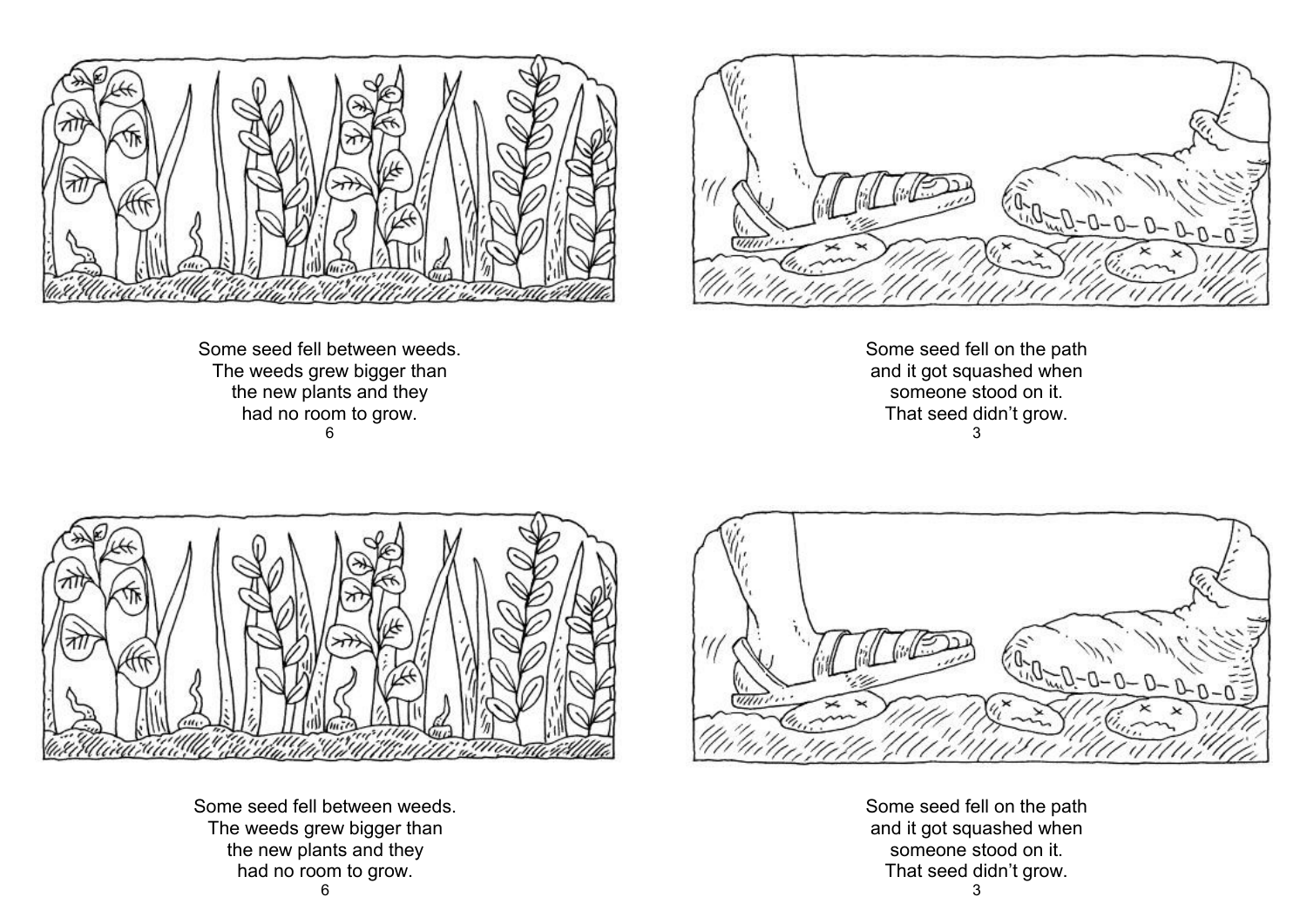Some seed fell between weeds.
The weeds grew bigger than
the new plants and they
had no room to grow.

Some seed fell on the path
and it got squashed when
someone stood on it.
That seed didn't grow.

Some seed fell between weeds.
The weeds grew bigger than
the new plants and they
had no room to grow.

Some seed fell on the path
and it got squashed when
someone stood on it.
That seed didn't grow.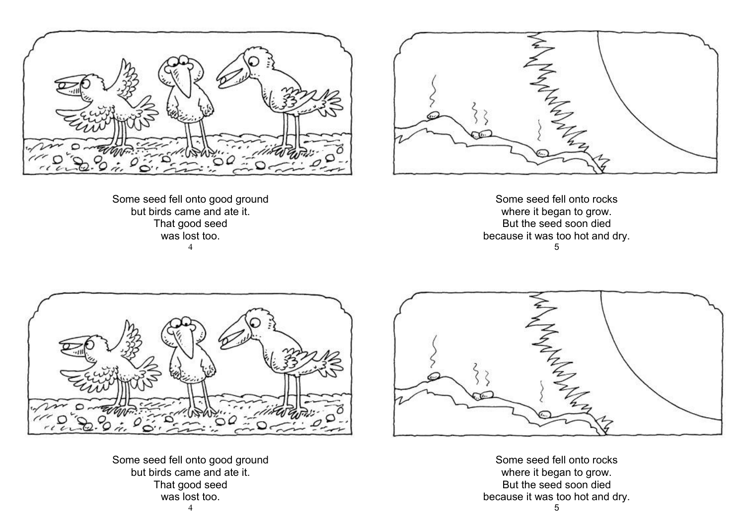Some seed fell onto good ground
but birds came and ate it.
That good seed
was lost too.

Some seed fell onto rocks
where it began to grow.
But the seed soon died
because it was too hot and dry.

Some seed fell onto good ground
but birds came and ate it.
That good seed
was lost too.

Some seed fell onto rocks
where it began to grow.
But the seed soon died
because it was too hot and dry.